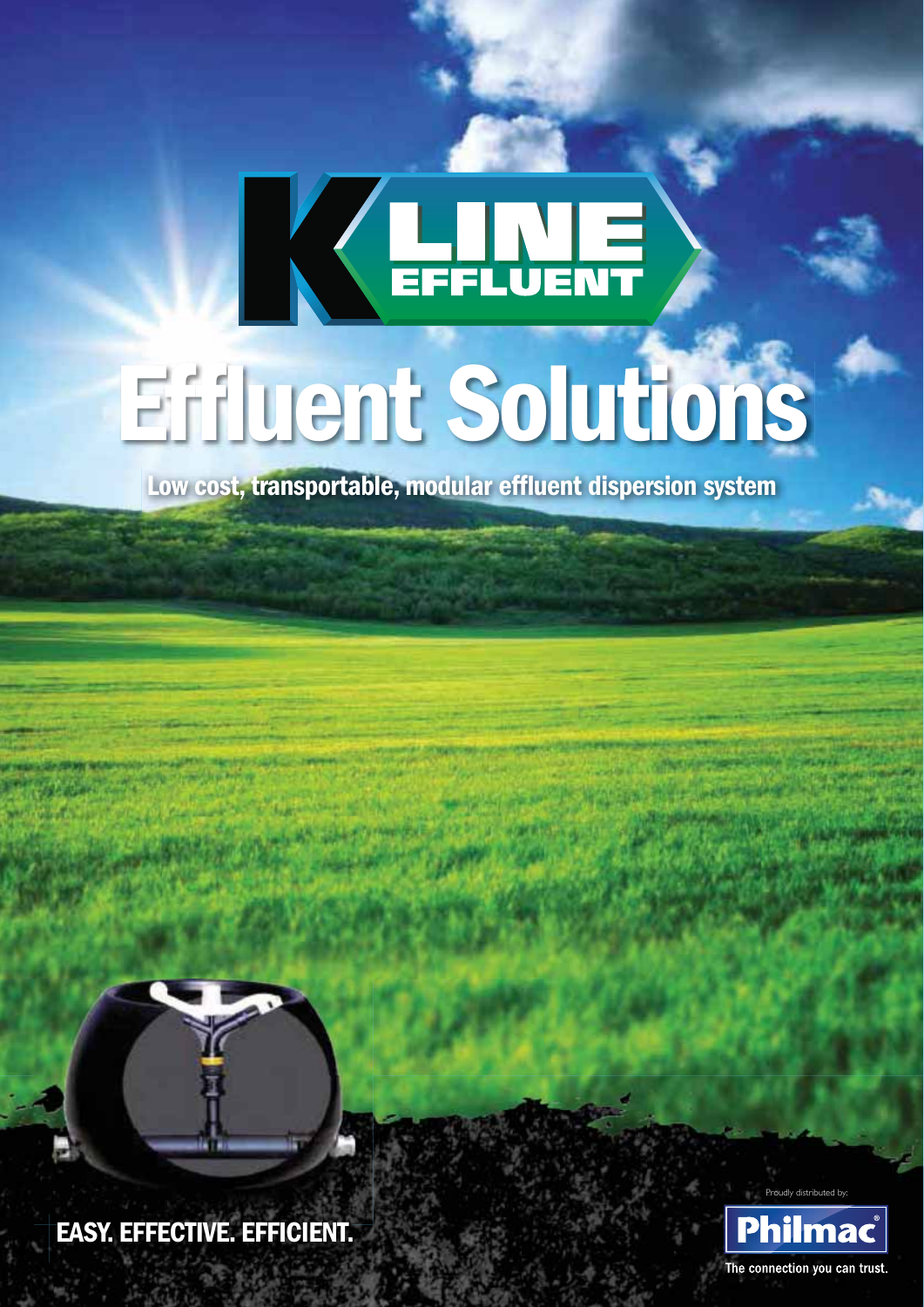# K LINE EFFLUENT

# Effluent Solutions

**Low cost, transportable, modular effluent dispersion system**

**EASY. EFFECTIVE. EFFICIENT.**

Proudly distributed by:

Philmac®

The connection you can trust.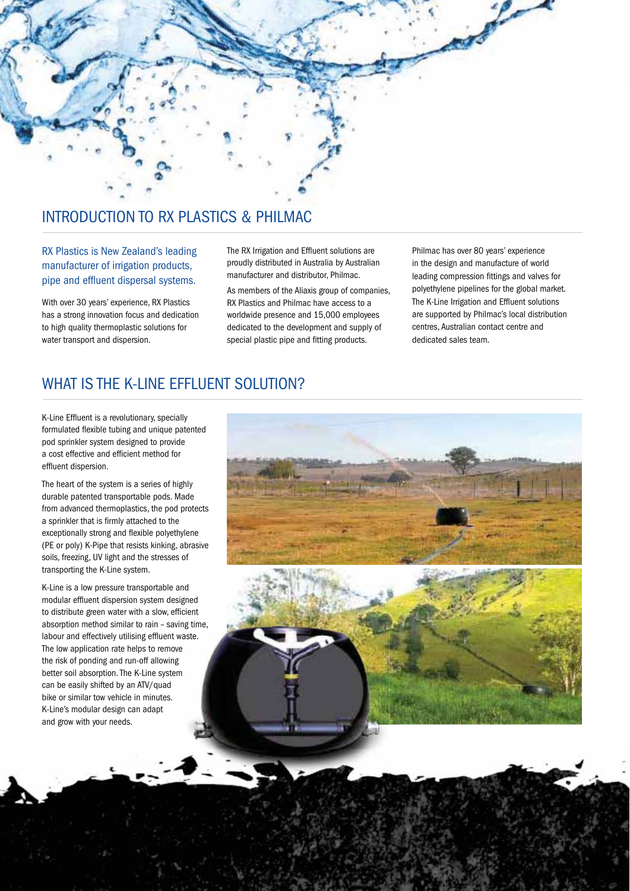## INTRODUCTION TO RX PLASTICS & PHILMAC

RX Plastics is New Zealand's leading manufacturer of irrigation products, pipe and effluent dispersal systems.

With over 30 years' experience, RX Plastics has a strong innovation focus and dedication to high quality thermoplastic solutions for water transport and dispersion.

The RX Irrigation and Effluent solutions are proudly distributed in Australia by Australian manufacturer and distributor, Philmac.

As members of the Aliaxis group of companies, RX Plastics and Philmac have access to a worldwide presence and 15,000 employees dedicated to the development and supply of special plastic pipe and fitting products.

Philmac has over 80 years' experience in the design and manufacture of world leading compression fittings and valves for polyethylene pipelines for the global market. The K-Line Irrigation and Effluent solutions are supported by Philmac's local distribution centres, Australian contact centre and dedicated sales team.

## WHAT IS THE K-LINE EFFLUENT SOLUTION?

K-Line Effluent is a revolutionary, specially formulated flexible tubing and unique patented pod sprinkler system designed to provide a cost effective and efficient method for effluent dispersion.

The heart of the system is a series of highly durable patented transportable pods. Made from advanced thermoplastics, the pod protects a sprinkler that is firmly attached to the exceptionally strong and flexible polyethylene (PE or poly) K-Pipe that resists kinking, abrasive soils, freezing, UV light and the stresses of transporting the K-Line system.

K-Line is a low pressure transportable and modular effluent dispersion system designed to distribute green water with a slow, efficient absorption method similar to rain – saving time, labour and effectively utilising effluent waste. The low application rate helps to remove the risk of ponding and run-off allowing better soil absorption. The K-Line system can be easily shifted by an ATV/quad bike or similar tow vehicle in minutes. K-Line's modular design can adapt and grow with your needs.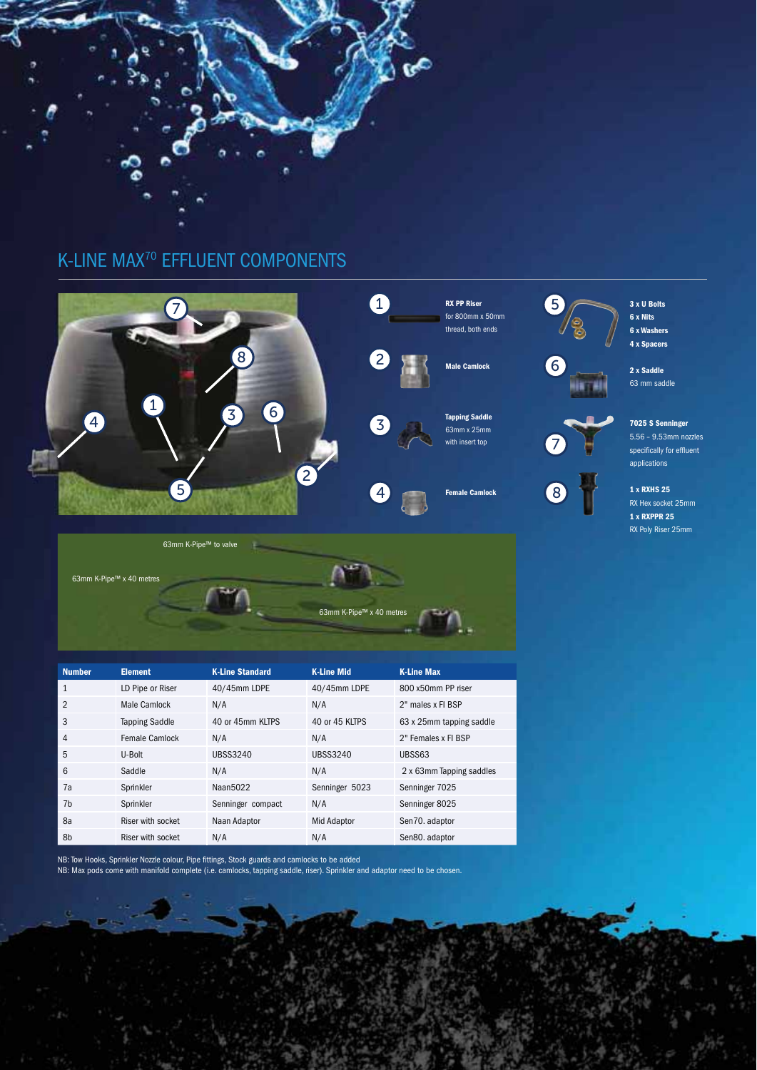# K-LINE MAX$^{70}$ EFFLUENT COMPONENTS

1. **RX PP Riser** for 800mm x 50mm thread, both ends
2. **Male Camlock**
3. **Tapping Saddle** 63mm x 25mm with insert top
4. **Female Camlock**
5. **3 x U Bolts**, **6 x Nits**, **6 x Washers**, **4 x Spacers**
6. **2 x Saddle** 63 mm saddle
7. **7025 S Senninger** 5.56 – 9.53mm nozzles specifically for effluent applications
8. **1 x RXHS 25** RX Hex socket 25mm, **1 x RXPPR 25** RX Poly Riser 25mm

63mm K-Pipe™ to valve

63mm K-Pipe™ x 40 metres

63mm K-Pipe™ x 40 metres

| Number | Element | K-Line Standard | K-Line Mid | K-Line Max |
|---|---|---|---|---|
| 1 | LD Pipe or Riser | 40/45mm LDPE | 40/45mm LDPE | 800 x50mm PP riser |
| 2 | Male Camlock | N/A | N/A | 2" males x FI BSP |
| 3 | Tapping Saddle | 40 or 45mm KLTPS | 40 or 45 KLTPS | 63 x 25mm tapping saddle |
| 4 | Female Camlock | N/A | N/A | 2" Females x FI BSP |
| 5 | U-Bolt | UBSS3240 | UBSS3240 | UBSS63 |
| 6 | Saddle | N/A | N/A | 2 x 63mm Tapping saddles |
| 7a | Sprinkler | Naan5022 | Senninger 5023 | Senninger 7025 |
| 7b | Sprinkler | Senninger compact | N/A | Senninger 8025 |
| 8a | Riser with socket | Naan Adaptor | Mid Adaptor | Sen70. adaptor |
| 8b | Riser with socket | N/A | N/A | Sen80. adaptor |

NB: Tow Hooks, Sprinkler Nozzle colour, Pipe fittings, Stock guards and camlocks to be added
NB: Max pods come with manifold complete (i.e. camlocks, tapping saddle, riser). Sprinkler and adaptor need to be chosen.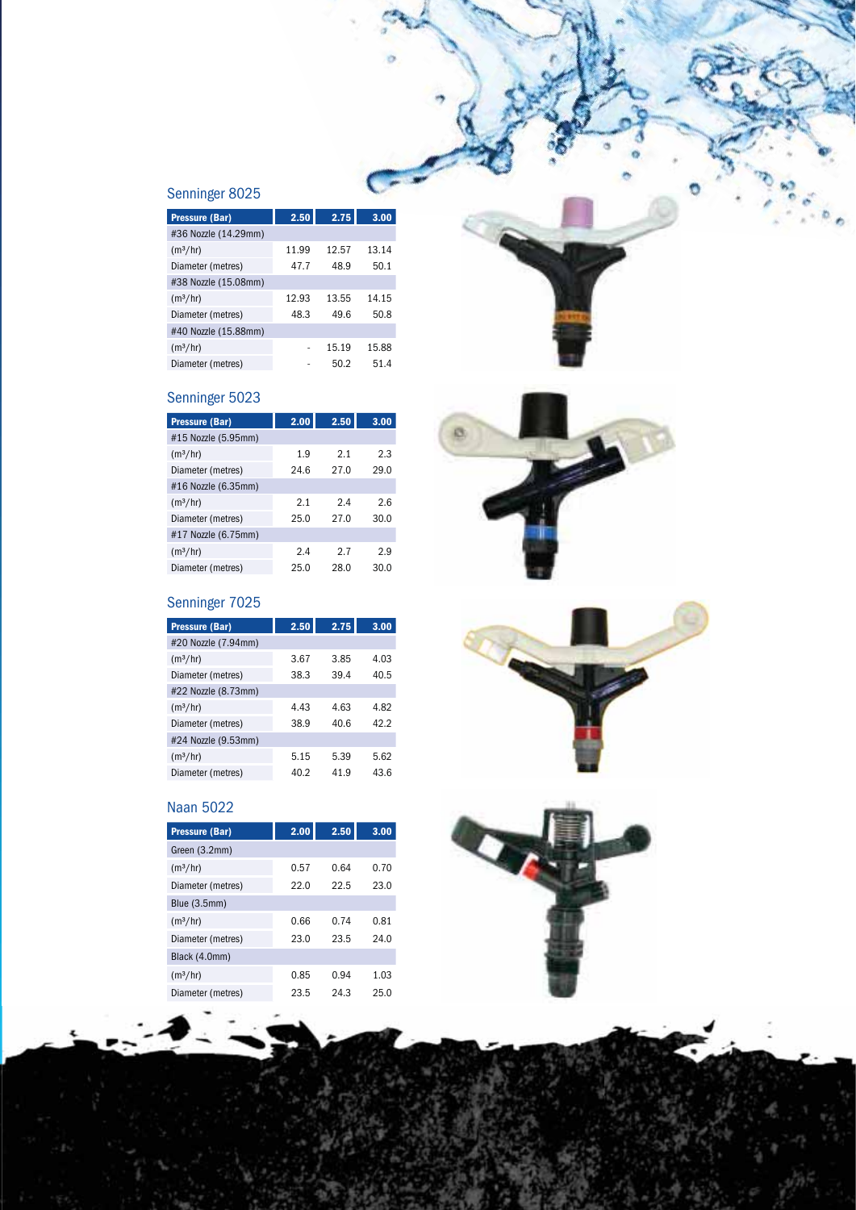## Senninger 8025

| Pressure (Bar) | 2.50 | 2.75 | 3.00 |
|---|---|---|---|
| #36 Nozzle (14.29mm) | | | |
| ($m^3$/hr) | 11.99 | 12.57 | 13.14 |
| Diameter (metres) | 47.7 | 48.9 | 50.1 |
| #38 Nozzle (15.08mm) | | | |
| ($m^3$/hr) | 12.93 | 13.55 | 14.15 |
| Diameter (metres) | 48.3 | 49.6 | 50.8 |
| #40 Nozzle (15.88mm) | | | |
| ($m^3$/hr) | - | 15.19 | 15.88 |
| Diameter (metres) | - | 50.2 | 51.4 |

## Senninger 5023

| Pressure (Bar) | 2.00 | 2.50 | 3.00 |
|---|---|---|---|
| #15 Nozzle (5.95mm) | | | |
| ($m^3$/hr) | 1.9 | 2.1 | 2.3 |
| Diameter (metres) | 24.6 | 27.0 | 29.0 |
| #16 Nozzle (6.35mm) | | | |
| ($m^3$/hr) | 2.1 | 2.4 | 2.6 |
| Diameter (metres) | 25.0 | 27.0 | 30.0 |
| #17 Nozzle (6.75mm) | | | |
| ($m^3$/hr) | 2.4 | 2.7 | 2.9 |
| Diameter (metres) | 25.0 | 28.0 | 30.0 |

## Senninger 7025

| Pressure (Bar) | 2.50 | 2.75 | 3.00 |
|---|---|---|---|
| #20 Nozzle (7.94mm) | | | |
| ($m^3$/hr) | 3.67 | 3.85 | 4.03 |
| Diameter (metres) | 38.3 | 39.4 | 40.5 |
| #22 Nozzle (8.73mm) | | | |
| ($m^3$/hr) | 4.43 | 4.63 | 4.82 |
| Diameter (metres) | 38.9 | 40.6 | 42.2 |
| #24 Nozzle (9.53mm) | | | |
| ($m^3$/hr) | 5.15 | 5.39 | 5.62 |
| Diameter (metres) | 40.2 | 41.9 | 43.6 |

## Naan 5022

| Pressure (Bar) | 2.00 | 2.50 | 3.00 |
|---|---|---|---|
| Green (3.2mm) | | | |
| ($m^3$/hr) | 0.57 | 0.64 | 0.70 |
| Diameter (metres) | 22.0 | 22.5 | 23.0 |
| Blue (3.5mm) | | | |
| ($m^3$/hr) | 0.66 | 0.74 | 0.81 |
| Diameter (metres) | 23.0 | 23.5 | 24.0 |
| Black (4.0mm) | | | |
| ($m^3$/hr) | 0.85 | 0.94 | 1.03 |
| Diameter (metres) | 23.5 | 24.3 | 25.0 |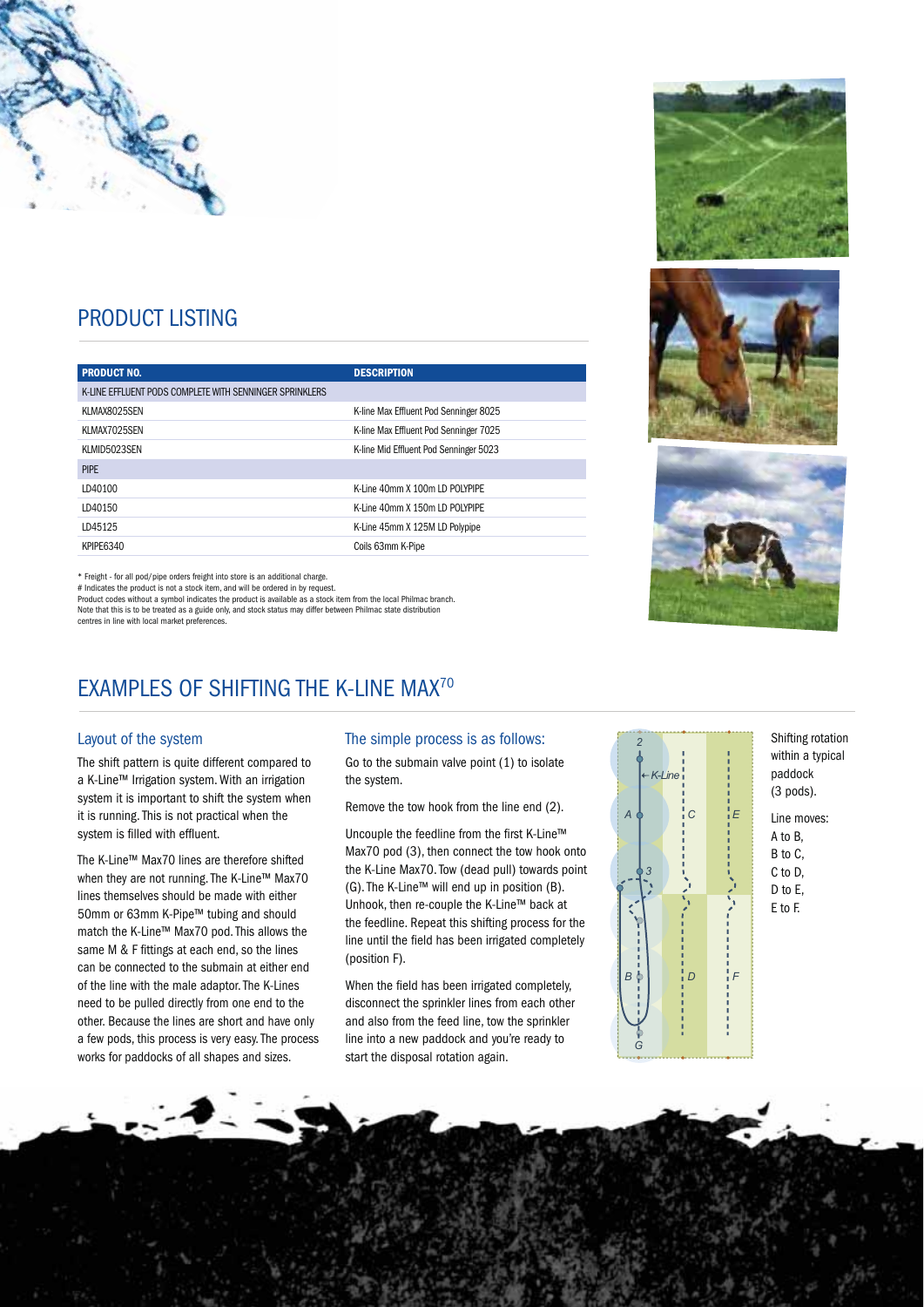## PRODUCT LISTING

| PRODUCT NO. | DESCRIPTION |
|---|---|
| K-LINE EFFLUENT PODS COMPLETE WITH SENNINGER SPRINKLERS | |
| KLMAX8025SEN | K-line Max Effluent Pod Senninger 8025 |
| KLMAX7025SEN | K-line Max Effluent Pod Senninger 7025 |
| KLMID5023SEN | K-line Mid Effluent Pod Senninger 5023 |
| PIPE | |
| LD40100 | K-Line 40mm X 100m LD POLYPIPE |
| LD40150 | K-Line 40mm X 150m LD POLYPIPE |
| LD45125 | K-Line 45mm X 125M LD Polypipe |
| KPIPE6340 | Coils 63mm K-Pipe |

* Freight - for all pod/pipe orders freight into store is an additional charge.
# Indicates the product is not a stock item, and will be ordered in by request.
Product codes without a symbol indicates the product is available as a stock item from the local Philmac branch.
Note that this is to be treated as a guide only, and stock status may differ between Philmac state distribution centres in line with local market preferences.

## EXAMPLES OF SHIFTING THE K-LINE MAX70

### Layout of the system

The shift pattern is quite different compared to a K-Line™ Irrigation system. With an irrigation system it is important to shift the system when it is running. This is not practical when the system is filled with effluent.

The K-Line™ Max70 lines are therefore shifted when they are not running. The K-Line™ Max70 lines themselves should be made with either 50mm or 63mm K-Pipe™ tubing and should match the K-Line™ Max70 pod. This allows the same M & F fittings at each end, so the lines can be connected to the submain at either end of the line with the male adaptor. The K-Lines need to be pulled directly from one end to the other. Because the lines are short and have only a few pods, this process is very easy. The process works for paddocks of all shapes and sizes.

### The simple process is as follows:

Go to the submain valve point (1) to isolate the system.

Remove the tow hook from the line end (2).

Uncouple the feedline from the first K-Line™ Max70 pod (3), then connect the tow hook onto the K-Line Max70. Tow (dead pull) towards point (G). The K-Line™ will end up in position (B). Unhook, then re-couple the K-Line™ back at the feedline. Repeat this shifting process for the line until the field has been irrigated completely (position F).

When the field has been irrigated completely, disconnect the sprinkler lines from each other and also from the feed line, tow the sprinkler line into a new paddock and you're ready to start the disposal rotation again.

Shifting rotation within a typical paddock (3 pods).

Line moves:
A to B,
B to C,
C to D,
D to E,
E to F.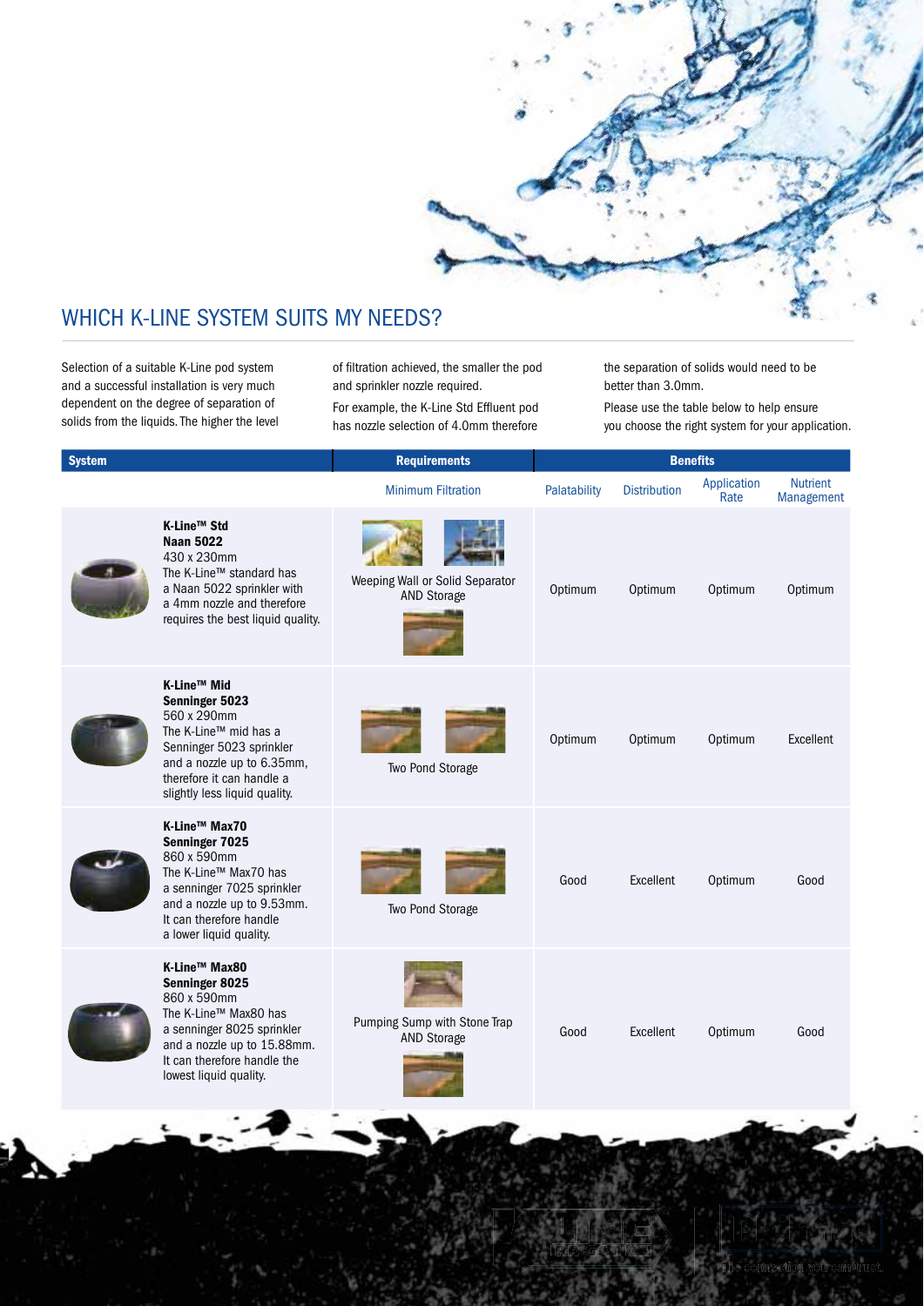## WHICH K-LINE SYSTEM SUITS MY NEEDS?

Selection of a suitable K-Line pod system and a successful installation is very much dependent on the degree of separation of solids from the liquids. The higher the level of filtration achieved, the smaller the pod and sprinkler nozzle required.

For example, the K-Line Std Effluent pod has nozzle selection of 4.0mm therefore the separation of solids would need to be better than 3.0mm.

Please use the table below to help ensure you choose the right system for your application.

| System | Requirements | Benefits | | | |
|---|---|---|---|---|---|
| | Minimum Filtration | Palatability | Distribution | Application Rate | Nutrient Management |
| **K-Line™ Std** **Naan 5022** 430 x 230mm The K-Line™ standard has a Naan 5022 sprinkler with a 4mm nozzle and therefore requires the best liquid quality. | Weeping Wall or Solid Separator AND Storage | Optimum | Optimum | Optimum | Optimum |
| **K-Line™ Mid** **Senninger 5023** 560 x 290mm The K-Line™ mid has a Senninger 5023 sprinkler and a nozzle up to 6.35mm, therefore it can handle a slightly less liquid quality. | Two Pond Storage | Optimum | Optimum | Optimum | Excellent |
| **K-Line™ Max70** **Senninger 7025** 860 x 590mm The K-Line™ Max70 has a senninger 7025 sprinkler and a nozzle up to 9.53mm. It can therefore handle a lower liquid quality. | Two Pond Storage | Good | Excellent | Optimum | Good |
| **K-Line™ Max80** **Senninger 8025** 860 x 590mm The K-Line™ Max80 has a senninger 8025 sprinkler and a nozzle up to 15.88mm. It can therefore handle the lowest liquid quality. | Pumping Sump with Stone Trap AND Storage | Good | Excellent | Optimum | Good |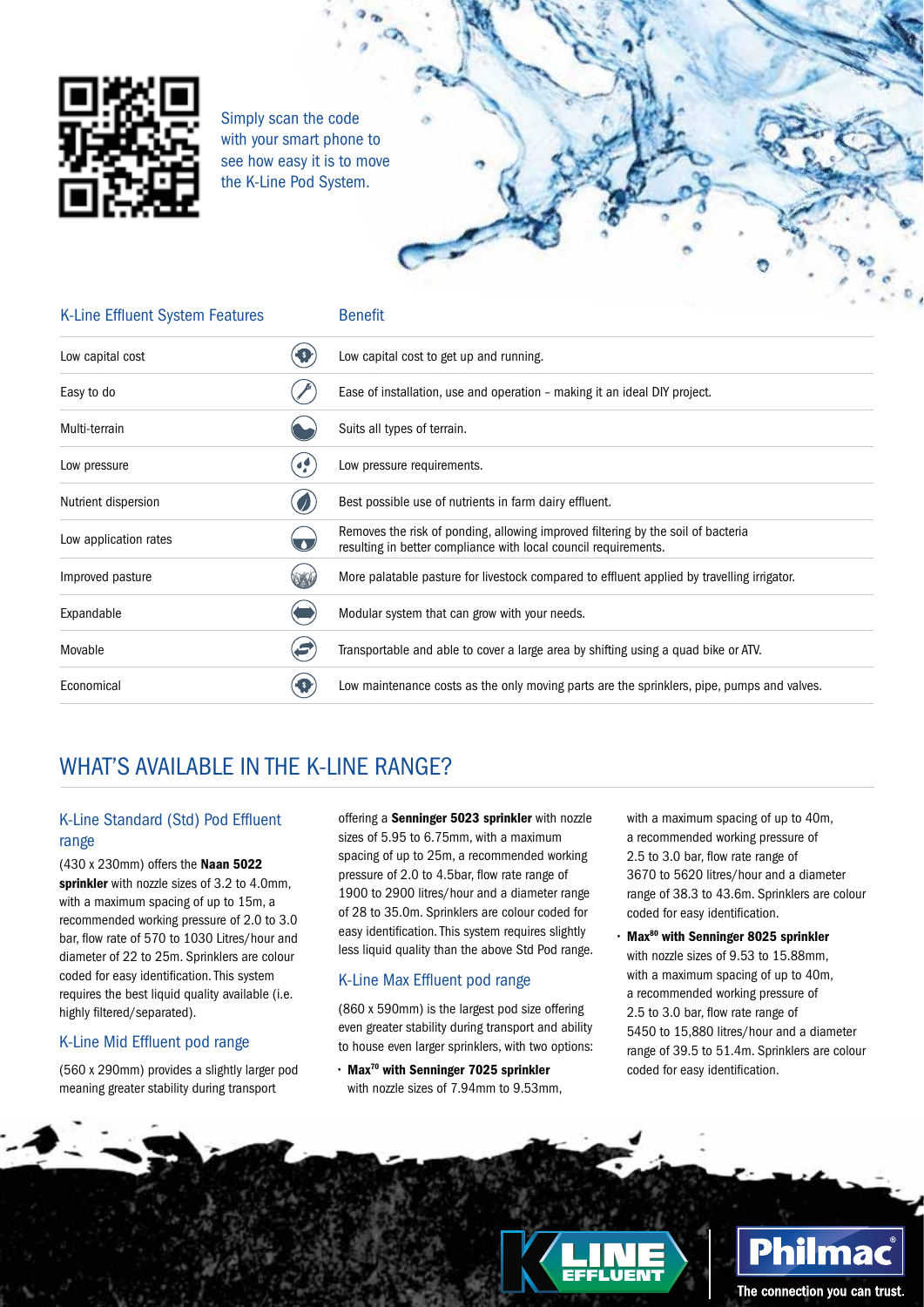Simply scan the code with your smart phone to see how easy it is to move the K-Line Pod System.

| K-Line Effluent System Features | Benefit |
|---|---|
| Low capital cost | Low capital cost to get up and running. |
| Easy to do | Ease of installation, use and operation – making it an ideal DIY project. |
| Multi-terrain | Suits all types of terrain. |
| Low pressure | Low pressure requirements. |
| Nutrient dispersion | Best possible use of nutrients in farm dairy effluent. |
| Low application rates | Removes the risk of ponding, allowing improved filtering by the soil of bacteria resulting in better compliance with local council requirements. |
| Improved pasture | More palatable pasture for livestock compared to effluent applied by travelling irrigator. |
| Expandable | Modular system that can grow with your needs. |
| Movable | Transportable and able to cover a large area by shifting using a quad bike or ATV. |
| Economical | Low maintenance costs as the only moving parts are the sprinklers, pipe, pumps and valves. |

## WHAT'S AVAILABLE IN THE K-LINE RANGE?

### K-Line Standard (Std) Pod Effluent range

(430 x 230mm) offers the **Naan 5022 sprinkler** with nozzle sizes of 3.2 to 4.0mm, with a maximum spacing of up to 15m, a recommended working pressure of 2.0 to 3.0 bar, flow rate of 570 to 1030 Litres/hour and diameter of 22 to 25m. Sprinklers are colour coded for easy identification. This system requires the best liquid quality available (i.e. highly filtered/separated).

### K-Line Mid Effluent pod range

(560 x 290mm) provides a slightly larger pod meaning greater stability during transport offering a **Senninger 5023 sprinkler** with nozzle sizes of 5.95 to 6.75mm, with a maximum spacing of up to 25m, a recommended working pressure of 2.0 to 4.5bar, flow rate range of 1900 to 2900 litres/hour and a diameter range of 28 to 35.0m. Sprinklers are colour coded for easy identification. This system requires slightly less liquid quality than the above Std Pod range.

### K-Line Max Effluent pod range

(860 x 590mm) is the largest pod size offering even greater stability during transport and ability to house even larger sprinklers, with two options:

- **Max[70] with Senninger 7025 sprinkler** with nozzle sizes of 7.94mm to 9.53mm, with a maximum spacing of up to 40m, a recommended working pressure of 2.5 to 3.0 bar, flow rate of 3670 to 5620 litres/hour and a diameter range of 38.3 to 43.6m. Sprinklers are colour coded for easy identification.
- **Max[80] with Senninger 8025 sprinkler** with nozzle sizes of 9.53 to 15.88mm, with a maximum spacing of up to 40m, a recommended working pressure of 2.5 to 3.0 bar, flow rate range of 5450 to 15,880 litres/hour and a diameter range of 39.5 to 51.4m. Sprinklers are colour coded for easy identification.

K-LINE EFFLUENT

Philmac®

The connection you can trust.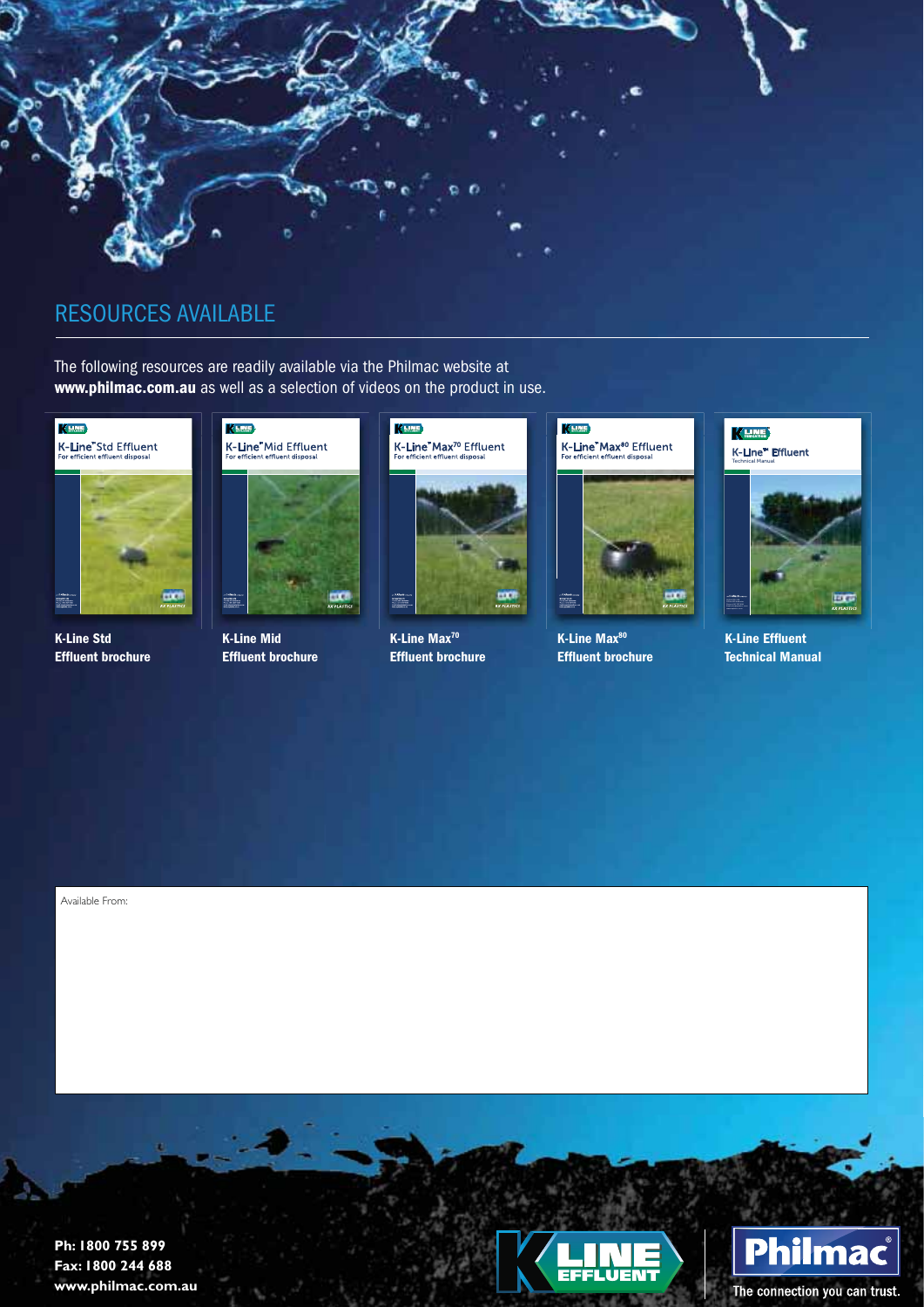## RESOURCES AVAILABLE

The following resources are readily available via the Philmac website at **www.philmac.com.au** as well as a selection of videos on the product in use.

**K-Line Std Effluent brochure**

**K-Line Mid Effluent brochure**

**K-Line Max[70] Effluent brochure**

**K-Line Max[80] Effluent brochure**

**K-Line Effluent Technical Manual**

Available From:

**Ph: 1800 755 899**
**Fax: 1800 244 688**
**www.philmac.com.au**

The connection you can trust.